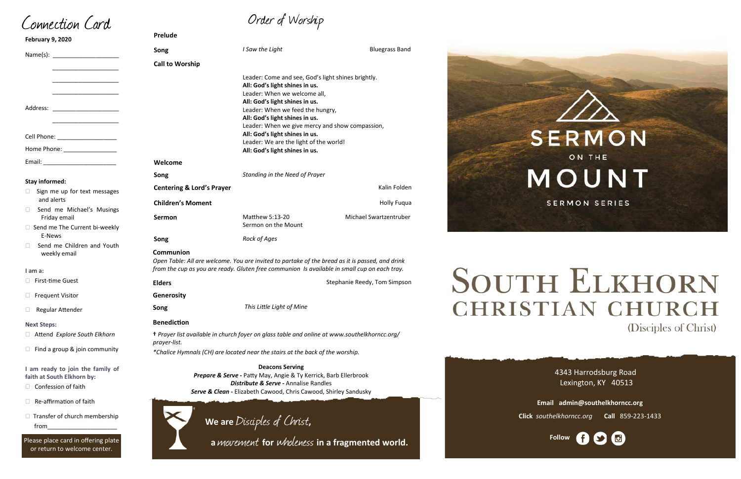# Connection Card

**February 9, 2020**

Name(s): ____________________

____________________

____________________

____________________

Address: ____________________

____________________

Cell Phone: __________________

Home Phone: ________________

Email: ______________________

**Stay informed:**

- ☐ Sign me up for text messages and alerts
- ☐ Send me Michael's Musings Friday email
- ☐ Send me The Current bi-weekly E-News
- ☐ Send me Children and Youth weekly email

**I am a:**

- ☐ First-time Guest
- ☐ Frequent Visitor
- ☐ Regular Attender

**Next Steps:**

- ☐ Attend *Explore South Elkhorn*
- ☐ Find a group & join community

**I am ready to join the family of faith at South Elkhorn by:**

- ☐ Confession of faith
- ☐ Re-affirmation of faith
- ☐ Transfer of church membership from____________________

Please place card in offering plate or return to welcome center.

# Order of Worship

**Prelude**

**Song** — *I Saw the Light* — Bluegrass Band

**Call to Worship**

Leader: Come and see, God's light shines brightly.
**All: God's light shines in us.**
Leader: When we welcome all,
**All: God's light shines in us.**
Leader: When we feed the hungry,
**All: God's light shines in us.**
Leader: When we give mercy and show compassion,
**All: God's light shines in us.**
Leader: We are the light of the world!
**All: God's light shines in us.**

**Welcome**

**Song** — *Standing in the Need of Prayer*

**Centering & Lord's Prayer** — Kalin Folden

**Children's Moment** — Holly Fuqua

**Sermon** — Matthew 5:13-20, Sermon on the Mount — Michael Swartzentruber

**Song** — *Rock of Ages*

**Communion**

*Open Table: All are welcome. You are invited to partake of the bread as it is passed, and drink from the cup as you are ready. Gluten free communion is available in small cup on each tray.*

**Elders** — Stephanie Reedy, Tom Simpson

**Generosity**

**Song** — *This Little Light of Mine*

**Benediction**

† *Prayer list available in church foyer on glass table and online at www.southelkhorncc.org/prayer-list.*

**Chalice Hymnals (CH) are located near the stairs at the back of the worship.*

**Deacons Serving**

***Prepare & Serve -*** Patty May, Angie & Ty Kerrick, Barb Ellerbrook
***Distribute & Serve -*** Annalise Randles
***Serve & Clean -*** Elizabeth Cawood, Chris Cawood, Shirley Sandusky

**We are** *Disciples of Christ*,
**a** *movement* **for** *wholeness* **in a fragmented world.**

SERMON ON THE MOUNT
SERMON SERIES

# South Elkhorn Christian Church

(Disciples of Christ)

4343 Harrodsburg Road
Lexington, KY 40513

**Email** **admin@southelkhorncc.org**

**Click** *southelkhorncc.org* **Call** 859-223-1433

**Follow**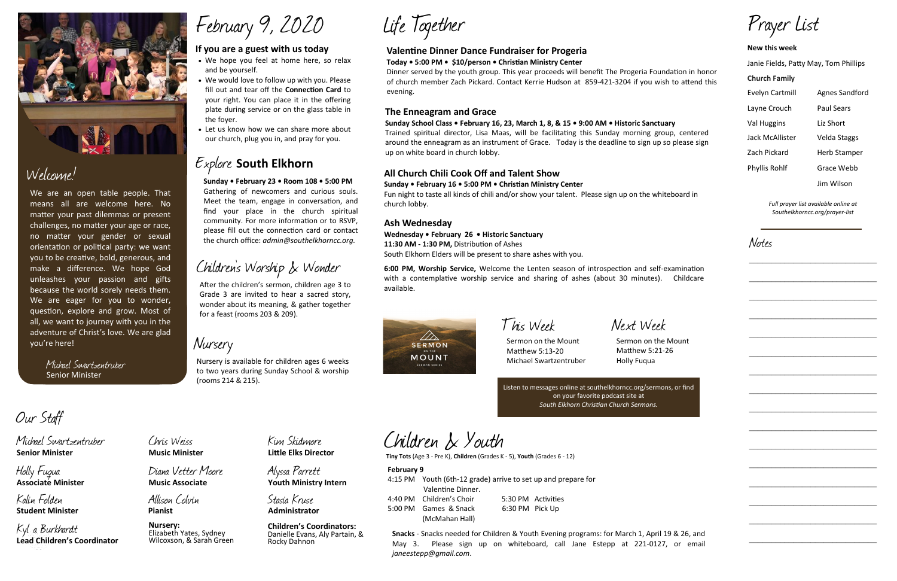# Welcome!

We are an open table people. That means all are welcome here. No matter your past dilemmas or present challenges, no matter your age or race, no matter your gender or sexual orientation or political party: we want you to be creative, bold, generous, and make a difference. We hope God unleashes your passion and gifts because the world sorely needs them. We are eager for you to wonder, question, explore and grow. Most of all, we want to journey with you in the adventure of Christ's love. We are glad you're here!

Michael Swartzentruber
Senior Minister

# February 9, 2020

### If you are a guest with us today

- We hope you feel at home here, so relax and be yourself.
- We would love to follow up with you. Please fill out and tear off the **Connection Card** to your right. You can place it in the offering plate during service or on the glass table in the foyer.
- Let us know how we can share more about our church, plug you in, and pray for you.

## Explore South Elkhorn

**Sunday • February 23 • Room 108 • 5:00 PM**
Gathering of newcomers and curious souls. Meet the team, engage in conversation, and find your place in the church spiritual community. For more information or to RSVP, please fill out the connection card or contact the church office: *admin@southelkhorncc.org.*

## Children's Worship & Wonder

After the children's sermon, children age 3 to Grade 3 are invited to hear a sacred story, wonder about its meaning, & gather together for a feast (rooms 203 & 209).

## Nursery

Nursery is available for children ages 6 weeks to two years during Sunday School & worship (rooms 214 & 215).

# Life Together

### Valentine Dinner Dance Fundraiser for Progeria

**Today • 5:00 PM • $10/person • Christian Ministry Center**
Dinner served by the youth group. This year proceeds will benefit The Progeria Foundation in honor of church member Zach Pickard. Contact Kerrie Hudson at 859-421-3204 if you wish to attend this evening.

### The Enneagram and Grace

**Sunday School Class • February 16, 23, March 1, 8, & 15 • 9:00 AM • Historic Sanctuary**
Trained spiritual director, Lisa Maas, will be facilitating this Sunday morning group, centered around the enneagram as an instrument of Grace. Today is the deadline to sign up so please sign up on white board in church lobby.

### All Church Chili Cook Off and Talent Show

**Sunday • February 16 • 5:00 PM • Christian Ministry Center**
Fun night to taste all kinds of chili and/or show your talent. Please sign up on the whiteboard in church lobby.

### Ash Wednesday

**Wednesday • February 26 • Historic Sanctuary**
**11:30 AM - 1:30 PM,** Distribution of Ashes
South Elkhorn Elders will be present to share ashes with you.

**6:00 PM, Worship Service,** Welcome the Lenten season of introspection and self-examination with a contemplative worship service and sharing of ashes (about 30 minutes). Childcare available.

SERMON ON THE MOUNT SERMON SERIES

**This Week**
Sermon on the Mount
Matthew 5:13-20
Michael Swartzentruber

**Next Week**
Sermon on the Mount
Matthew 5:21-26
Holly Fuqua

Listen to messages online at southelkhorncc.org/sermons, or find on your favorite podcast site at *South Elkhorn Christian Church Sermons.*

# Children & Youth

**Tiny Tots** (Age 3 - Pre K), **Children** (Grades K - 5), **Youth** (Grades 6 - 12)

**February 9**

4:15 PM Youth (6th-12 grade) arrive to set up and prepare for Valentine Dinner.
4:40 PM Children's Choir
5:00 PM Games & Snack (McMahan Hall)
5:30 PM Activities
6:30 PM Pick Up

**Snacks** - Snacks needed for Children & Youth Evening programs: for March 1, April 19 & 26, and May 3. Please sign up on whiteboard, call Jane Estepp at 221-0127, or email *janeestepp@gmail.com*.

# Our Staff

Michael Swartzentruber
**Senior Minister**

Holly Fuqua
**Associate Minister**

Kalin Folden
**Student Minister**

Kyla Burkhardt
**Lead Children's Coordinator**

Chris Weiss
**Music Minister**

Diana Vetter Moore
**Music Associate**

Allison Colvin
**Pianist**

**Nursery:**
Elizabeth Yates, Sydney Wilcoxson, & Sarah Green

Kim Skidmore
**Little Elks Director**

Alyssa Parrett
**Youth Ministry Intern**

Stasia Kruse
**Administrator**

**Children's Coordinators:**
Danielle Evans, Aly Partain, & Rocky Dahnon

# Prayer List

**New this week**

Janie Fields, Patty May, Tom Phillips

**Church Family**

| | |
|---|---|
| Evelyn Cartmill | Agnes Sandford |
| Layne Crouch | Paul Sears |
| Val Huggins | Liz Short |
| Jack McAllister | Velda Staggs |
| Zach Pickard | Herb Stamper |
| Phyllis Rohlf | Grace Webb |
| | Jim Wilson |

*Full prayer list available online at Southelkhorncc.org/prayer-list*

## Notes